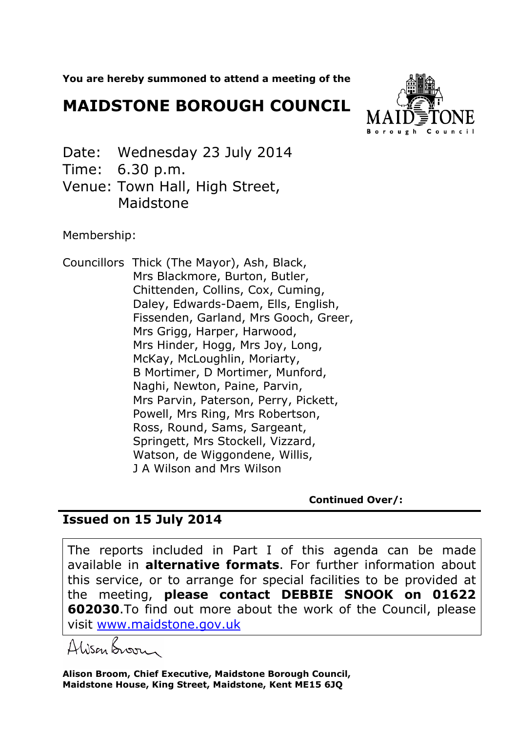**You are hereby summoned to attend a meeting of the**

# MAIDSTONE BOROUGH COUNCIL

Date: Wednesday 23 July 2014
Time: 6.30 p.m.
Venue: Town Hall, High Street, Maidstone

Membership:

Councillors Thick (The Mayor), Ash, Black, Mrs Blackmore, Burton, Butler, Chittenden, Collins, Cox, Cuming, Daley, Edwards-Daem, Ells, English, Fissenden, Garland, Mrs Gooch, Greer, Mrs Grigg, Harper, Harwood, Mrs Hinder, Hogg, Mrs Joy, Long, McKay, McLoughlin, Moriarty, B Mortimer, D Mortimer, Munford, Naghi, Newton, Paine, Parvin, Mrs Parvin, Paterson, Perry, Pickett, Powell, Mrs Ring, Mrs Robertson, Ross, Round, Sams, Sargeant, Springett, Mrs Stockell, Vizzard, Watson, de Wiggondene, Willis, J A Wilson and Mrs Wilson

**Continued Over/:**

## Issued on 15 July 2014

The reports included in Part I of this agenda can be made available in **alternative formats**. For further information about this service, or to arrange for special facilities to be provided at the meeting, **please contact DEBBIE SNOOK on 01622 602030**.To find out more about the work of the Council, please visit [www.maidstone.gov.uk](http://www.maidstone.gov.uk)

Alison Broom

**Alison Broom, Chief Executive, Maidstone Borough Council, Maidstone House, King Street, Maidstone, Kent ME15 6JQ**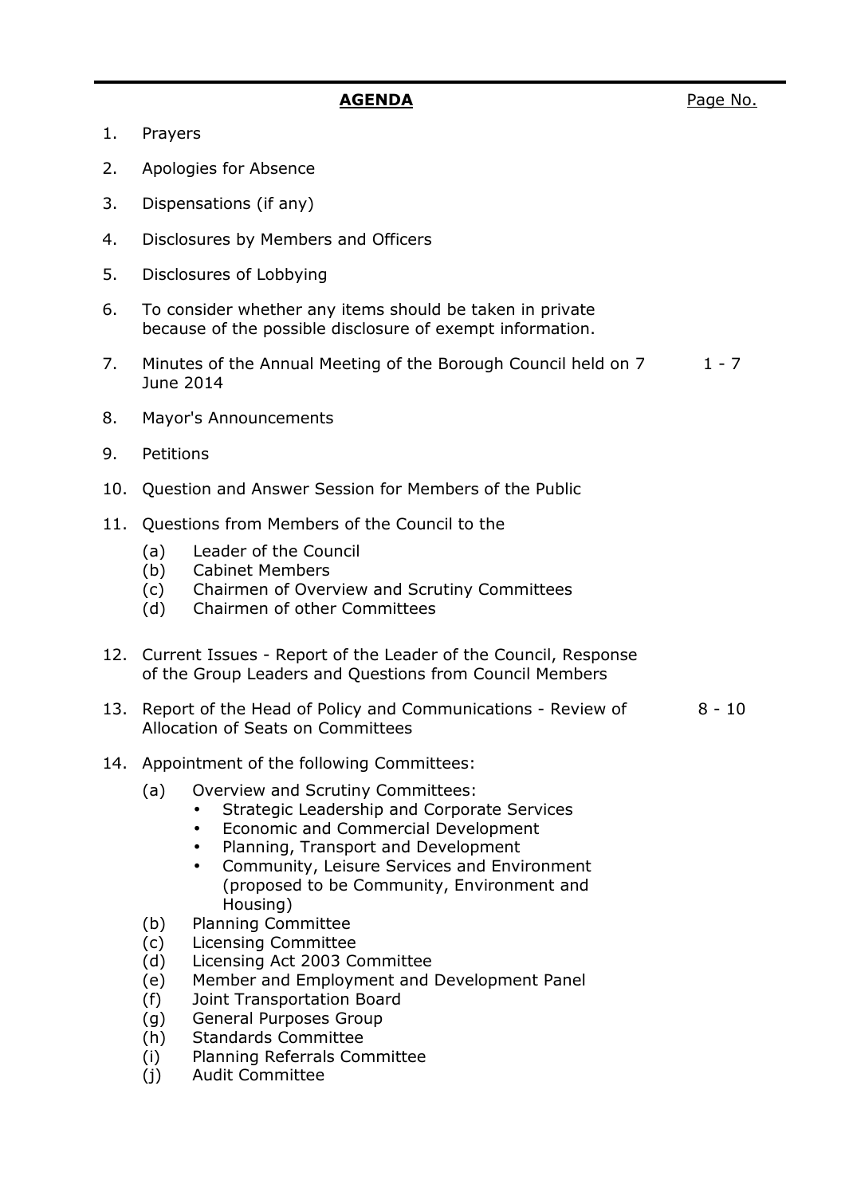## AGENDA

Page No.

1. Prayers
2. Apologies for Absence
3. Dispensations (if any)
4. Disclosures by Members and Officers
5. Disclosures of Lobbying
6. To consider whether any items should be taken in private because of the possible disclosure of exempt information.
7. Minutes of the Annual Meeting of the Borough Council held on 7 June 2014 — 1 - 7
8. Mayor's Announcements
9. Petitions
10. Question and Answer Session for Members of the Public
11. Questions from Members of the Council to the
    - (a) Leader of the Council
    - (b) Cabinet Members
    - (c) Chairmen of Overview and Scrutiny Committees
    - (d) Chairmen of other Committees
12. Current Issues - Report of the Leader of the Council, Response of the Group Leaders and Questions from Council Members
13. Report of the Head of Policy and Communications - Review of Allocation of Seats on Committees — 8 - 10
14. Appointment of the following Committees:
    - (a) Overview and Scrutiny Committees:
        - Strategic Leadership and Corporate Services
        - Economic and Commercial Development
        - Planning, Transport and Development
        - Community, Leisure Services and Environment (proposed to be Community, Environment and Housing)
    - (b) Planning Committee
    - (c) Licensing Committee
    - (d) Licensing Act 2003 Committee
    - (e) Member and Employment and Development Panel
    - (f) Joint Transportation Board
    - (g) General Purposes Group
    - (h) Standards Committee
    - (i) Planning Referrals Committee
    - (j) Audit Committee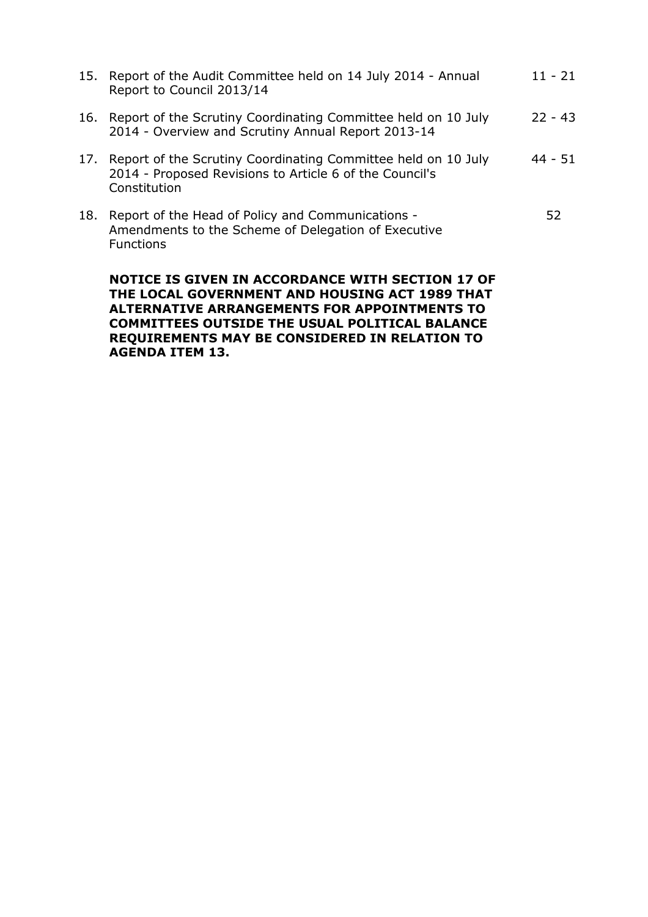| | | |
|---|---|---|
| 15. | Report of the Audit Committee held on 14 July 2014 - Annual Report to Council 2013/14 | 11 - 21 |
| 16. | Report of the Scrutiny Coordinating Committee held on 10 July 2014 - Overview and Scrutiny Annual Report 2013-14 | 22 - 43 |
| 17. | Report of the Scrutiny Coordinating Committee held on 10 July 2014 - Proposed Revisions to Article 6 of the Council's Constitution | 44 - 51 |
| 18. | Report of the Head of Policy and Communications - Amendments to the Scheme of Delegation of Executive Functions | 52 |

**NOTICE IS GIVEN IN ACCORDANCE WITH SECTION 17 OF THE LOCAL GOVERNMENT AND HOUSING ACT 1989 THAT ALTERNATIVE ARRANGEMENTS FOR APPOINTMENTS TO COMMITTEES OUTSIDE THE USUAL POLITICAL BALANCE REQUIREMENTS MAY BE CONSIDERED IN RELATION TO AGENDA ITEM 13.**